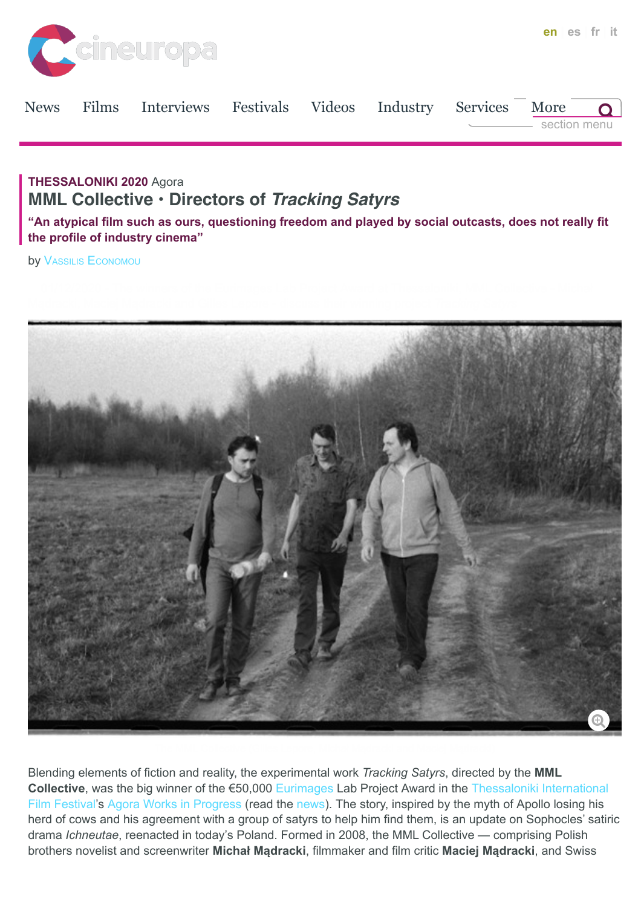THESSALONIKI 2020 Agora

# MML Collective • Directors of *Tracking Satyrs*

**"An atypical film such as ours, questioning freedom and played by social outcasts, does not really fit the profile of industry cinema"**

by Vassilis Economou

Blending elements of fiction and reality, the experimental work *Tracking Satyrs*, directed by the **MML Collective**, was the big winner of the €50,000 Eurimages Lab Project Award in the Thessaloniki International Film Festival's Agora Works in Progress (read the news). The story, inspired by the myth of Apollo losing his herd of cows and his agreement with a group of satyrs to help him find them, is an update on Sophocles' satiric drama *Ichneutae*, reenacted in today's Poland. Formed in 2008, the MML Collective — comprising Polish brothers novelist and screenwriter **Michał Mądracki**, filmmaker and film critic **Maciej Mądracki**, and Swiss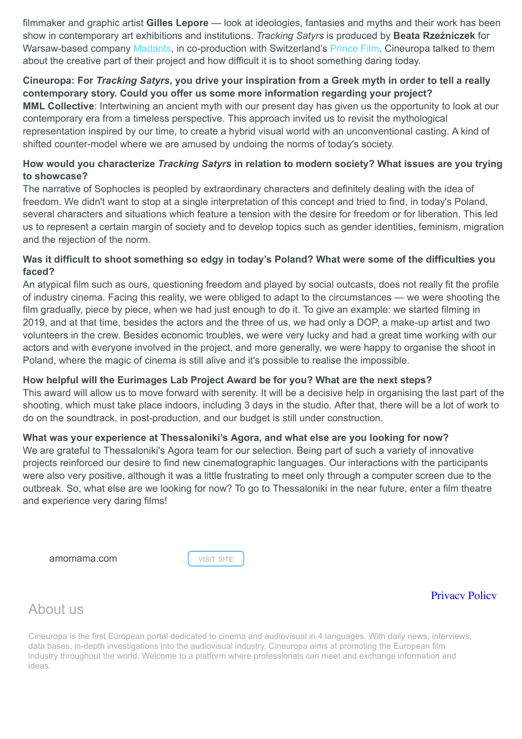filmmaker and graphic artist **Gilles Lepore** — look at ideologies, fantasies and myths and their work has been show in contemporary art exhibitions and institutions. *Tracking Satyrs* is produced by **Beata Rzeźniczek** for Warsaw-based company Madants, in co-production with Switzerland's Prince Film. Cineuropa talked to them about the creative part of their project and how difficult it is to shoot something daring today.

**Cineuropa: For *Tracking Satyrs*, you drive your inspiration from a Greek myth in order to tell a really contemporary story. Could you offer us some more information regarding your project?**
**MML Collective**: Intertwining an ancient myth with our present day has given us the opportunity to look at our contemporary era from a timeless perspective. This approach invited us to revisit the mythological representation inspired by our time, to create a hybrid visual world with an unconventional casting. A kind of shifted counter-model where we are amused by undoing the norms of today's society.

**How would you characterize *Tracking Satyrs* in relation to modern society? What issues are you trying to showcase?**
The narrative of Sophocles is peopled by extraordinary characters and definitely dealing with the idea of freedom. We didn't want to stop at a single interpretation of this concept and tried to find, in today's Poland, several characters and situations which feature a tension with the desire for freedom or for liberation. This led us to represent a certain margin of society and to develop topics such as gender identities, feminism, migration and the rejection of the norm.

**Was it difficult to shoot something so edgy in today's Poland? What were some of the difficulties you faced?**
An atypical film such as ours, questioning freedom and played by social outcasts, does not really fit the profile of industry cinema. Facing this reality, we were obliged to adapt to the circumstances — we were shooting the film gradually, piece by piece, when we had just enough to do it. To give an example: we started filming in 2019, and at that time, besides the actors and the three of us, we had only a DOP, a make-up artist and two volunteers in the crew. Besides economic troubles, we were very lucky and had a great time working with our actors and with everyone involved in the project, and more generally, we were happy to organise the shoot in Poland, where the magic of cinema is still alive and it's possible to realise the impossible.

**How helpful will the Eurimages Lab Project Award be for you? What are the next steps?**
This award will allow us to move forward with serenity. It will be a decisive help in organising the last part of the shooting, which must take place indoors, including 3 days in the studio. After that, there will be a lot of work to do on the soundtrack, in post-production, and our budget is still under construction.

**What was your experience at Thessaloniki's Agora, and what else are you looking for now?**
We are grateful to Thessaloniki's Agora team for our selection. Being part of such a variety of innovative projects reinforced our desire to find new cinematographic languages. Our interactions with the participants were also very positive, although it was a little frustrating to meet only through a computer screen due to the outbreak. So, what else are we looking for now? To go to Thessaloniki in the near future, enter a film theatre and experience very daring films!

amomama.com VISIT SITE

Privacy Policy

## About us

Cineuropa is the first European portal dedicated to cinema and audiovisual in 4 languages. With daily news, interviews, data bases, in-depth investigations into the audiovisual industry, Cineuropa aims at promoting the European film industry throughout the world. Welcome to a platform where professionals can meet and exchange information and ideas.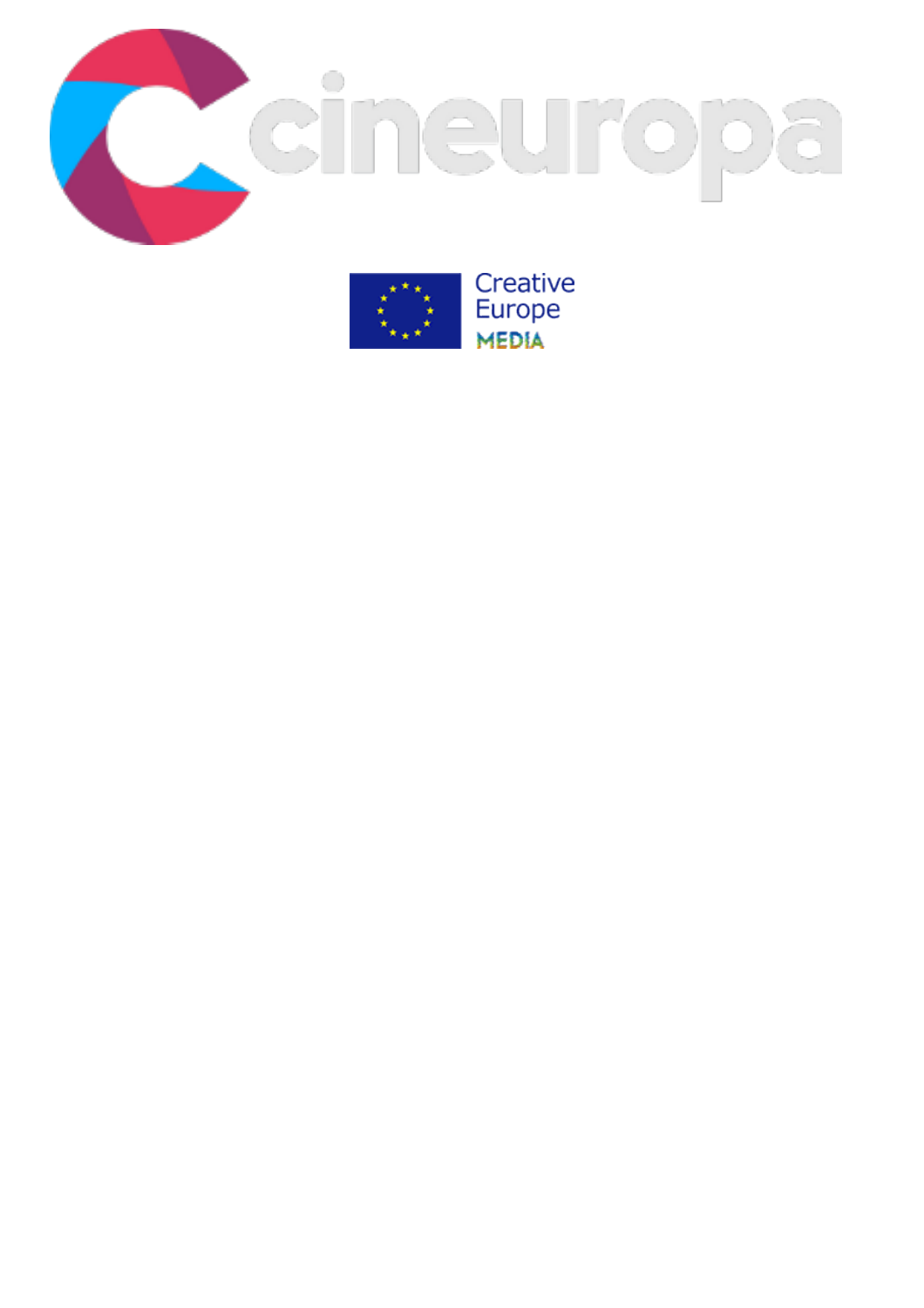cineuropa

Creative Europe MEDIA